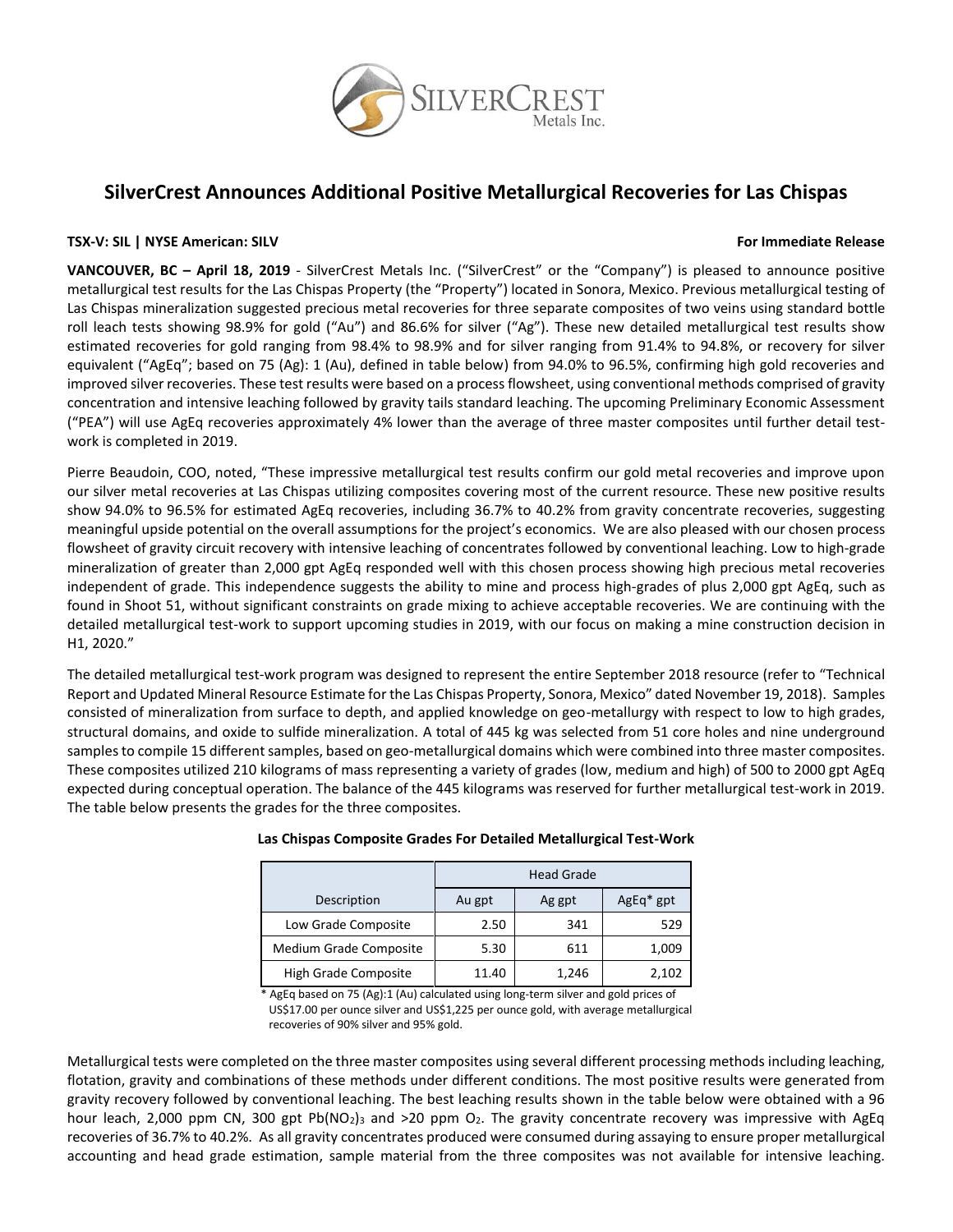# SilverCrest Announces Additional Positive Metallurgical Recoveries for Las Chispas

**TSX-V: SIL | NYSE American: SILV** **For Immediate Release**

**VANCOUVER, BC – April 18, 2019** - SilverCrest Metals Inc. ("SilverCrest" or the "Company") is pleased to announce positive metallurgical test results for the Las Chispas Property (the "Property") located in Sonora, Mexico. Previous metallurgical testing of Las Chispas mineralization suggested precious metal recoveries for three separate composites of two veins using standard bottle roll leach tests showing 98.9% for gold ("Au") and 86.6% for silver ("Ag"). These new detailed metallurgical test results show estimated recoveries for gold ranging from 98.4% to 98.9% and for silver ranging from 91.4% to 94.8%, or recovery for silver equivalent ("AgEq"; based on 75 (Ag): 1 (Au), defined in table below) from 94.0% to 96.5%, confirming high gold recoveries and improved silver recoveries. These test results were based on a process flowsheet, using conventional methods comprised of gravity concentration and intensive leaching followed by gravity tails standard leaching. The upcoming Preliminary Economic Assessment ("PEA") will use AgEq recoveries approximately 4% lower than the average of three master composites until further detail test-work is completed in 2019.

Pierre Beaudoin, COO, noted, "These impressive metallurgical test results confirm our gold metal recoveries and improve upon our silver metal recoveries at Las Chispas utilizing composites covering most of the current resource. These new positive results show 94.0% to 96.5% for estimated AgEq recoveries, including 36.7% to 40.2% from gravity concentrate recoveries, suggesting meaningful upside potential on the overall assumptions for the project's economics. We are also pleased with our chosen process flowsheet of gravity circuit recovery with intensive leaching of concentrates followed by conventional leaching. Low to high-grade mineralization of greater than 2,000 gpt AgEq responded well with this chosen process showing high precious metal recoveries independent of grade. This independence suggests the ability to mine and process high-grades of plus 2,000 gpt AgEq, such as found in Shoot 51, without significant constraints on grade mixing to achieve acceptable recoveries. We are continuing with the detailed metallurgical test-work to support upcoming studies in 2019, with our focus on making a mine construction decision in H1, 2020."

The detailed metallurgical test-work program was designed to represent the entire September 2018 resource (refer to "Technical Report and Updated Mineral Resource Estimate for the Las Chispas Property, Sonora, Mexico" dated November 19, 2018). Samples consisted of mineralization from surface to depth, and applied knowledge on geo-metallurgy with respect to low to high grades, structural domains, and oxide to sulfide mineralization. A total of 445 kg was selected from 51 core holes and nine underground samples to compile 15 different samples, based on geo-metallurgical domains which were combined into three master composites. These composites utilized 210 kilograms of mass representing a variety of grades (low, medium and high) of 500 to 2000 gpt AgEq expected during conceptual operation. The balance of the 445 kilograms was reserved for further metallurgical test-work in 2019. The table below presents the grades for the three composites.

**Las Chispas Composite Grades For Detailed Metallurgical Test-Work**

| | Head Grade | | |
|---|---|---|---|
| Description | Au gpt | Ag gpt | AgEq* gpt |
| Low Grade Composite | 2.50 | 341 | 529 |
| Medium Grade Composite | 5.30 | 611 | 1,009 |
| High Grade Composite | 11.40 | 1,246 | 2,102 |

\* AgEq based on 75 (Ag):1 (Au) calculated using long-term silver and gold prices of US$17.00 per ounce silver and US$1,225 per ounce gold, with average metallurgical recoveries of 90% silver and 95% gold.

Metallurgical tests were completed on the three master composites using several different processing methods including leaching, flotation, gravity and combinations of these methods under different conditions. The most positive results were generated from gravity recovery followed by conventional leaching. The best leaching results shown in the table below were obtained with a 96 hour leach, 2,000 ppm CN, 300 gpt $Pb(NO_2)_3$ and >20 ppm $O_2$. The gravity concentrate recovery was impressive with AgEq recoveries of 36.7% to 40.2%. As all gravity concentrates produced were consumed during assaying to ensure proper metallurgical accounting and head grade estimation, sample material from the three composites was not available for intensive leaching.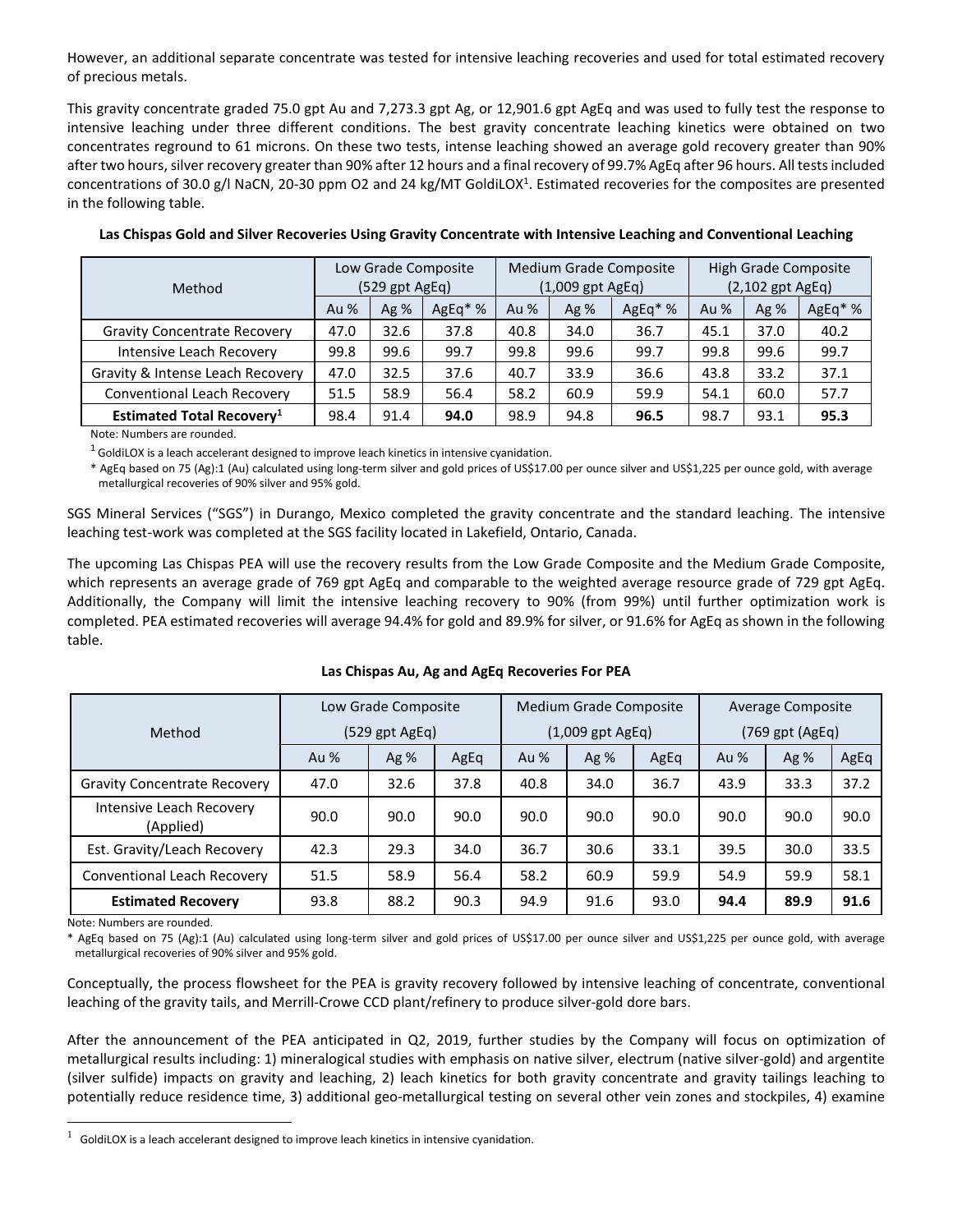However, an additional separate concentrate was tested for intensive leaching recoveries and used for total estimated recovery of precious metals.

This gravity concentrate graded 75.0 gpt Au and 7,273.3 gpt Ag, or 12,901.6 gpt AgEq and was used to fully test the response to intensive leaching under three different conditions. The best gravity concentrate leaching kinetics were obtained on two concentrates reground to 61 microns. On these two tests, intense leaching showed an average gold recovery greater than 90% after two hours, silver recovery greater than 90% after 12 hours and a final recovery of 99.7% AgEq after 96 hours. All tests included concentrations of 30.0 g/l NaCN, 20-30 ppm O2 and 24 kg/MT GoldiLOX[1]. Estimated recoveries for the composites are presented in the following table.

**Las Chispas Gold and Silver Recoveries Using Gravity Concentrate with Intensive Leaching and Conventional Leaching**

| Method | Low Grade Composite (529 gpt AgEq) | | | Medium Grade Composite (1,009 gpt AgEq) | | | High Grade Composite (2,102 gpt AgEq) | | |
|---|---|---|---|---|---|---|---|---|---|
| | Au % | Ag % | AgEq* % | Au % | Ag % | AgEq* % | Au % | Ag % | AgEq* % |
| Gravity Concentrate Recovery | 47.0 | 32.6 | 37.8 | 40.8 | 34.0 | 36.7 | 45.1 | 37.0 | 40.2 |
| Intensive Leach Recovery | 99.8 | 99.6 | 99.7 | 99.8 | 99.6 | 99.7 | 99.8 | 99.6 | 99.7 |
| Gravity & Intense Leach Recovery | 47.0 | 32.5 | 37.6 | 40.7 | 33.9 | 36.6 | 43.8 | 33.2 | 37.1 |
| Conventional Leach Recovery | 51.5 | 58.9 | 56.4 | 58.2 | 60.9 | 59.9 | 54.1 | 60.0 | 57.7 |
| **Estimated Total Recovery[1]** | 98.4 | 91.4 | **94.0** | 98.9 | 94.8 | **96.5** | 98.7 | 93.1 | **95.3** |

Note: Numbers are rounded.

[1] GoldiLOX is a leach accelerant designed to improve leach kinetics in intensive cyanidation.

* AgEq based on 75 (Ag):1 (Au) calculated using long-term silver and gold prices of US$17.00 per ounce silver and US$1,225 per ounce gold, with average metallurgical recoveries of 90% silver and 95% gold.

SGS Mineral Services ("SGS") in Durango, Mexico completed the gravity concentrate and the standard leaching. The intensive leaching test-work was completed at the SGS facility located in Lakefield, Ontario, Canada.

The upcoming Las Chispas PEA will use the recovery results from the Low Grade Composite and the Medium Grade Composite, which represents an average grade of 769 gpt AgEq and comparable to the weighted average resource grade of 729 gpt AgEq. Additionally, the Company will limit the intensive leaching recovery to 90% (from 99%) until further optimization work is completed. PEA estimated recoveries will average 94.4% for gold and 89.9% for silver, or 91.6% for AgEq as shown in the following table.

**Las Chispas Au, Ag and AgEq Recoveries For PEA**

| Method | Low Grade Composite (529 gpt AgEq) | | | Medium Grade Composite (1,009 gpt AgEq) | | | Average Composite (769 gpt (AgEq) | | |
|---|---|---|---|---|---|---|---|---|---|
| | Au % | Ag % | AgEq | Au % | Ag % | AgEq | Au % | Ag % | AgEq |
| Gravity Concentrate Recovery | 47.0 | 32.6 | 37.8 | 40.8 | 34.0 | 36.7 | 43.9 | 33.3 | 37.2 |
| Intensive Leach Recovery (Applied) | 90.0 | 90.0 | 90.0 | 90.0 | 90.0 | 90.0 | 90.0 | 90.0 | 90.0 |
| Est. Gravity/Leach Recovery | 42.3 | 29.3 | 34.0 | 36.7 | 30.6 | 33.1 | 39.5 | 30.0 | 33.5 |
| Conventional Leach Recovery | 51.5 | 58.9 | 56.4 | 58.2 | 60.9 | 59.9 | 54.9 | 59.9 | 58.1 |
| **Estimated Recovery** | 93.8 | 88.2 | 90.3 | 94.9 | 91.6 | 93.0 | **94.4** | **89.9** | **91.6** |

Note: Numbers are rounded.

* AgEq based on 75 (Ag):1 (Au) calculated using long-term silver and gold prices of US$17.00 per ounce silver and US$1,225 per ounce gold, with average metallurgical recoveries of 90% silver and 95% gold.

Conceptually, the process flowsheet for the PEA is gravity recovery followed by intensive leaching of concentrate, conventional leaching of the gravity tails, and Merrill-Crowe CCD plant/refinery to produce silver-gold dore bars.

After the announcement of the PEA anticipated in Q2, 2019, further studies by the Company will focus on optimization of metallurgical results including: 1) mineralogical studies with emphasis on native silver, electrum (native silver-gold) and argentite (silver sulfide) impacts on gravity and leaching, 2) leach kinetics for both gravity concentrate and gravity tailings leaching to potentially reduce residence time, 3) additional geo-metallurgical testing on several other vein zones and stockpiles, 4) examine

[1] GoldiLOX is a leach accelerant designed to improve leach kinetics in intensive cyanidation.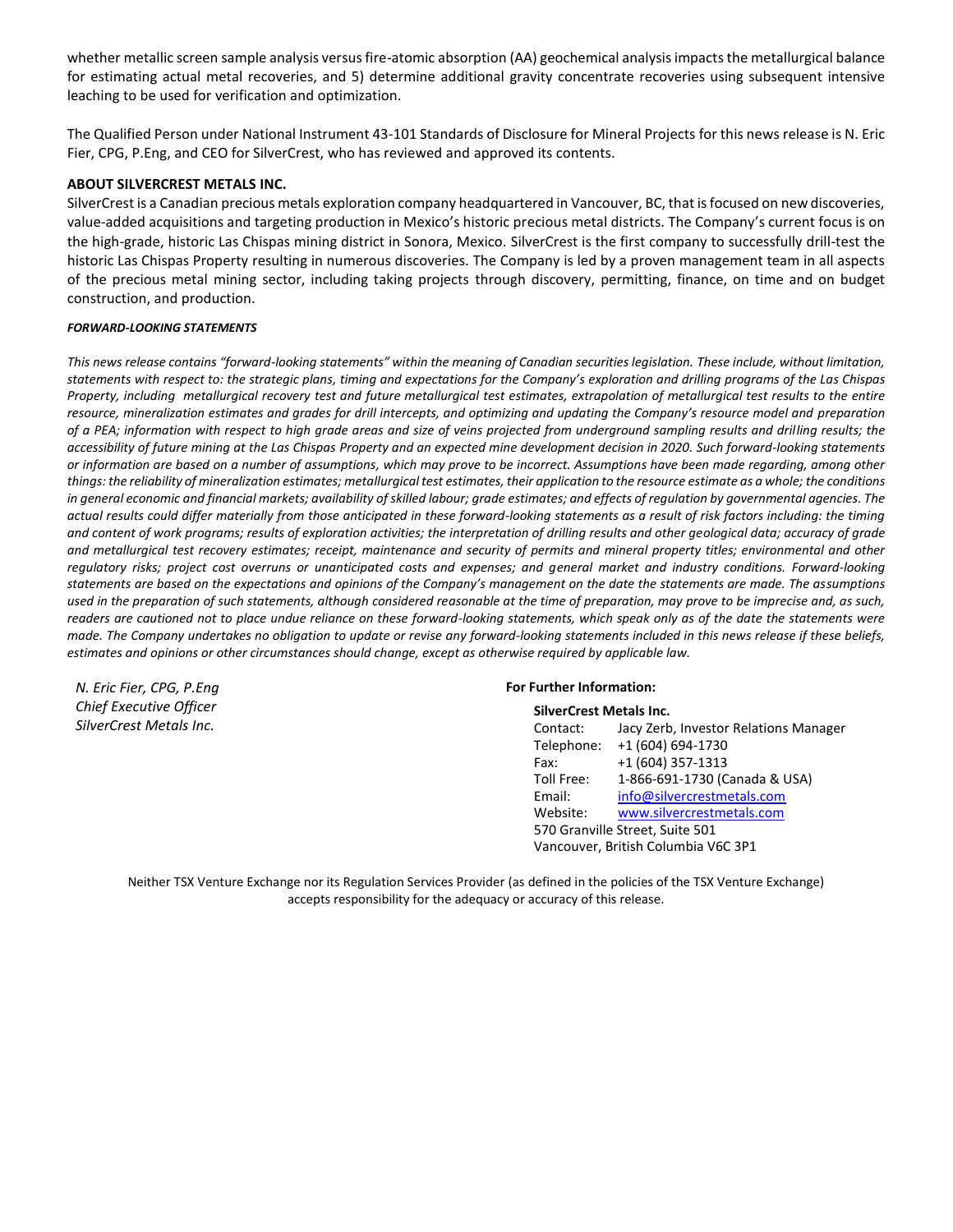whether metallic screen sample analysis versus fire-atomic absorption (AA) geochemical analysis impacts the metallurgical balance for estimating actual metal recoveries, and 5) determine additional gravity concentrate recoveries using subsequent intensive leaching to be used for verification and optimization.

The Qualified Person under National Instrument 43-101 Standards of Disclosure for Mineral Projects for this news release is N. Eric Fier, CPG, P.Eng, and CEO for SilverCrest, who has reviewed and approved its contents.

**ABOUT SILVERCREST METALS INC.**

SilverCrest is a Canadian precious metals exploration company headquartered in Vancouver, BC, that is focused on new discoveries, value-added acquisitions and targeting production in Mexico's historic precious metal districts. The Company's current focus is on the high-grade, historic Las Chispas mining district in Sonora, Mexico. SilverCrest is the first company to successfully drill-test the historic Las Chispas Property resulting in numerous discoveries. The Company is led by a proven management team in all aspects of the precious metal mining sector, including taking projects through discovery, permitting, finance, on time and on budget construction, and production.

***FORWARD-LOOKING STATEMENTS***

*This news release contains "forward-looking statements" within the meaning of Canadian securities legislation. These include, without limitation, statements with respect to: the strategic plans, timing and expectations for the Company's exploration and drilling programs of the Las Chispas Property, including metallurgical recovery test and future metallurgical test estimates, extrapolation of metallurgical test results to the entire resource, mineralization estimates and grades for drill intercepts, and optimizing and updating the Company's resource model and preparation of a PEA; information with respect to high grade areas and size of veins projected from underground sampling results and drilling results; the accessibility of future mining at the Las Chispas Property and an expected mine development decision in 2020. Such forward-looking statements or information are based on a number of assumptions, which may prove to be incorrect. Assumptions have been made regarding, among other things: the reliability of mineralization estimates; metallurgical test estimates, their application to the resource estimate as a whole; the conditions in general economic and financial markets; availability of skilled labour; grade estimates; and effects of regulation by governmental agencies. The actual results could differ materially from those anticipated in these forward-looking statements as a result of risk factors including: the timing and content of work programs; results of exploration activities; the interpretation of drilling results and other geological data; accuracy of grade and metallurgical test recovery estimates; receipt, maintenance and security of permits and mineral property titles; environmental and other regulatory risks; project cost overruns or unanticipated costs and expenses; and general market and industry conditions. Forward-looking statements are based on the expectations and opinions of the Company's management on the date the statements are made. The assumptions used in the preparation of such statements, although considered reasonable at the time of preparation, may prove to be imprecise and, as such, readers are cautioned not to place undue reliance on these forward-looking statements, which speak only as of the date the statements were made. The Company undertakes no obligation to update or revise any forward-looking statements included in this news release if these beliefs, estimates and opinions or other circumstances should change, except as otherwise required by applicable law.*

*N. Eric Fier, CPG, P.Eng*
*Chief Executive Officer*
*SilverCrest Metals Inc.*

**For Further Information:**

**SilverCrest Metals Inc.**

| | |
|---|---|
| Contact: | Jacy Zerb, Investor Relations Manager |
| Telephone: | +1 (604) 694-1730 |
| Fax: | +1 (604) 357-1313 |
| Toll Free: | 1-866-691-1730 (Canada & USA) |
| Email: | info@silvercrestmetals.com |
| Website: | www.silvercrestmetals.com |

570 Granville Street, Suite 501
Vancouver, British Columbia V6C 3P1

Neither TSX Venture Exchange nor its Regulation Services Provider (as defined in the policies of the TSX Venture Exchange) accepts responsibility for the adequacy or accuracy of this release.